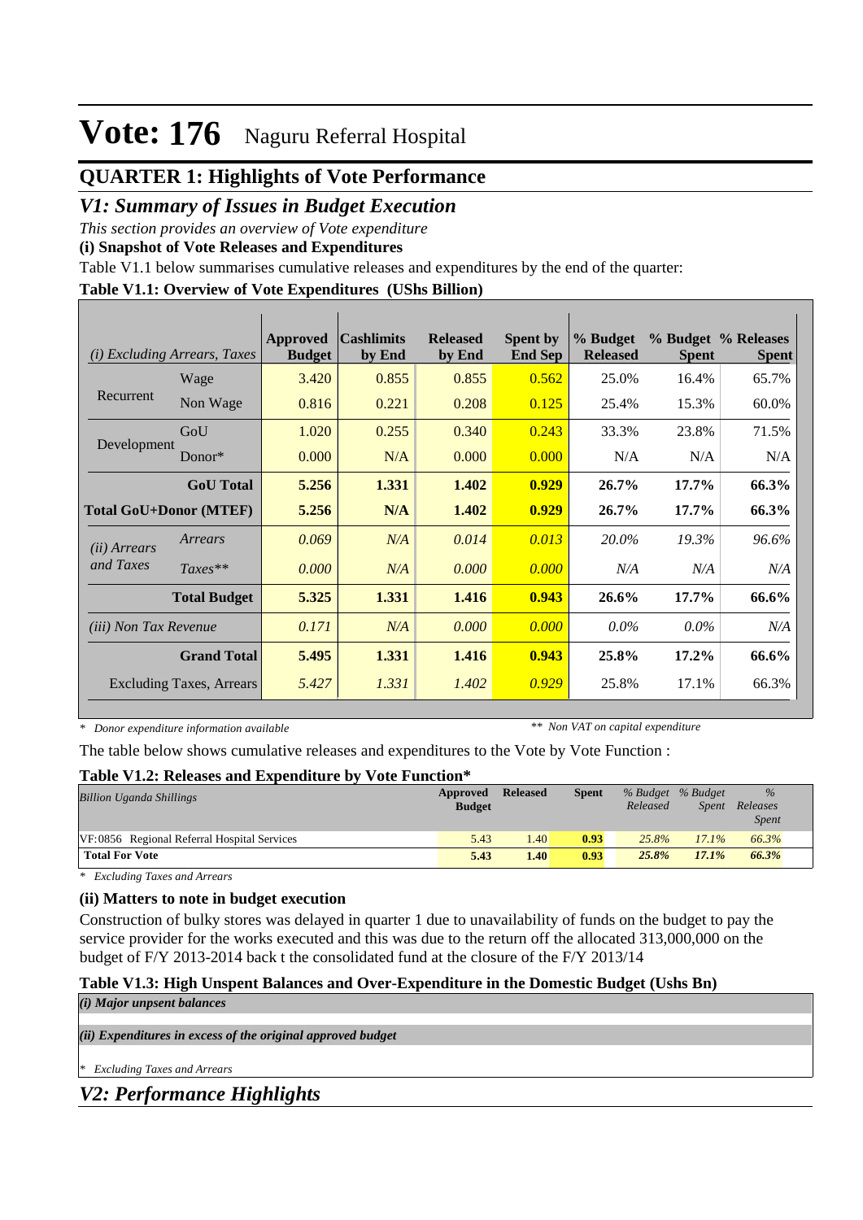# Vote: 176 Naguru Referral Hospital

## QUARTER 1: Highlights of Vote Performance

## *V1: Summary of Issues in Budget Execution*

*This section provides an overview of Vote expenditure*

**(i) Snapshot of Vote Releases and Expenditures**

Table V1.1 below summarises cumulative releases and expenditures by the end of the quarter:

**Table V1.1: Overview of Vote Expenditures (UShs Billion)**

| *(i) Excluding Arrears, Taxes* | | Approved Budget | Cashlimits by End | Released by End | Spent by End Sep | % Budget Released | % Budget Spent | % Releases Spent |
|---|---|---|---|---|---|---|---|---|
| Recurrent | Wage | 3.420 | 0.855 | 0.855 | 0.562 | 25.0% | 16.4% | 65.7% |
| | Non Wage | 0.816 | 0.221 | 0.208 | 0.125 | 25.4% | 15.3% | 60.0% |
| Development | GoU | 1.020 | 0.255 | 0.340 | 0.243 | 33.3% | 23.8% | 71.5% |
| | Donor* | 0.000 | N/A | 0.000 | 0.000 | N/A | N/A | N/A |
| | **GoU Total** | **5.256** | **1.331** | **1.402** | **0.929** | **26.7%** | **17.7%** | **66.3%** |
| **Total GoU+Donor (MTEF)** | | **5.256** | **N/A** | **1.402** | **0.929** | **26.7%** | **17.7%** | **66.3%** |
| *(ii) Arrears and Taxes* | *Arrears* | *0.069* | *N/A* | *0.014* | *0.013* | *20.0%* | *19.3%* | *96.6%* |
| | *Taxes*** | *0.000* | *N/A* | *0.000* | *0.000* | *N/A* | *N/A* | *N/A* |
| | **Total Budget** | **5.325** | **1.331** | **1.416** | **0.943** | **26.6%** | **17.7%** | **66.6%** |
| *(iii) Non Tax Revenue* | | *0.171* | *N/A* | *0.000* | *0.000* | *0.0%* | *0.0%* | *N/A* |
| | **Grand Total** | **5.495** | **1.331** | **1.416** | **0.943** | **25.8%** | **17.2%** | **66.6%** |
| Excluding Taxes, Arrears | | *5.427* | *1.331* | *1.402* | *0.929* | 25.8% | 17.1% | 66.3% |

\* *Donor expenditure information available* ** *Non VAT on capital expenditure*

The table below shows cumulative releases and expenditures to the Vote by Vote Function :

**Table V1.2: Releases and Expenditure by Vote Function***

| *Billion Uganda Shillings* | Approved Budget | Released | Spent | *% Budget Released* | *% Budget Spent* | *% Releases Spent* |
|---|---|---|---|---|---|---|
| VF:0856 Regional Referral Hospital Services | 5.43 | 1.40 | **0.93** | *25.8%* | *17.1%* | *66.3%* |
| **Total For Vote** | **5.43** | **1.40** | **0.93** | ***25.8%*** | ***17.1%*** | ***66.3%*** |

\* *Excluding Taxes and Arrears*

**(ii) Matters to note in budget execution**

Construction of bulky stores was delayed in quarter 1 due to unavailability of funds on the budget to pay the service provider for the works executed and this was due to the return off the allocated 313,000,000 on the budget of F/Y 2013-2014 back t the consolidated fund at the closure of the F/Y 2013/14

**Table V1.3: High Unspent Balances and Over-Expenditure in the Domestic Budget (Ushs Bn)**

***(i) Major unpsent balances***

***(ii) Expenditures in excess of the original approved budget***

\* *Excluding Taxes and Arrears*

## *V2: Performance Highlights*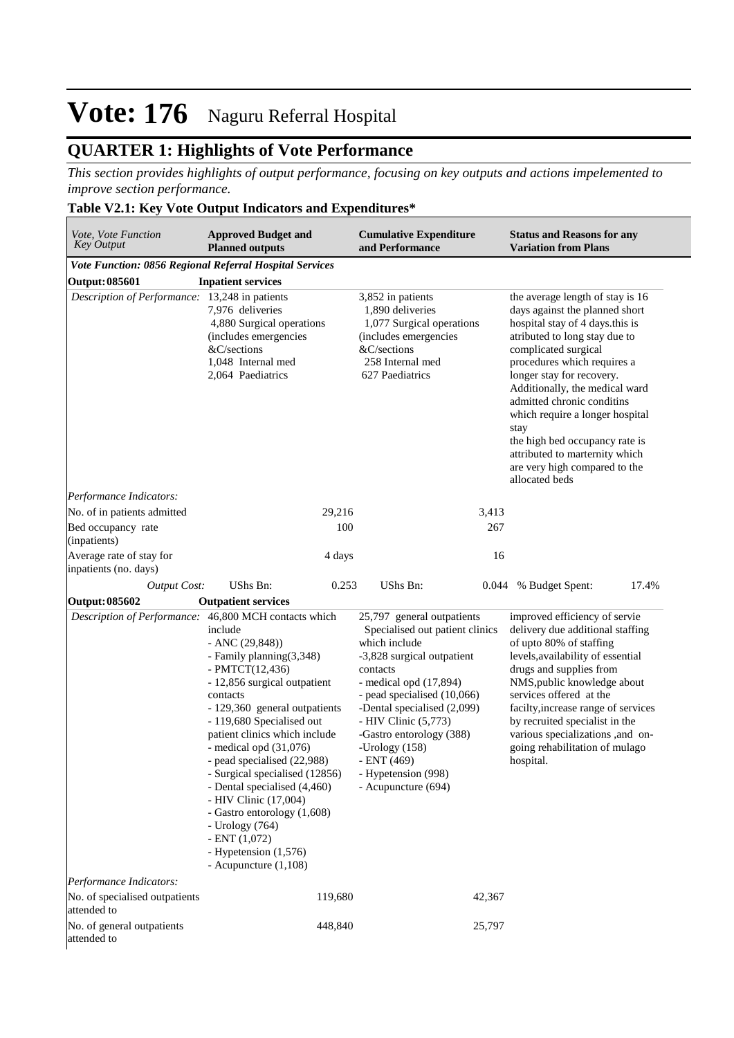# Vote: 176 Naguru Referral Hospital

## QUARTER 1: Highlights of Vote Performance

*This section provides highlights of output performance, focusing on key outputs and actions impelemented to improve section performance.*

**Table V2.1: Key Vote Output Indicators and Expenditures***

| *Vote, Vote Function Key Output* | **Approved Budget and Planned outputs** | **Cumulative Expenditure and Performance** | **Status and Reasons for any Variation from Plans** |
|---|---|---|---|
| ***Vote Function: 0856 Regional Referral Hospital Services*** | | | |
| **Output: 085601** | **Inpatient services** | | |
| *Description of Performance:* | 13,248 in patients<br>7,976 deliveries<br>4,880 Surgical operations (includes emergencies &C/sections<br>1,048 Internal med<br>2,064 Paediatrics | 3,852 in patients<br>1,890 deliveries<br>1,077 Surgical operations (includes emergencies &C/sections<br>258 Internal med<br>627 Paediatrics | the average length of stay is 16 days against the planned short hospital stay of 4 days.this is atributed to long stay due to complicated surgical procedures which requires a longer stay for recovery. Additionally, the medical ward admitted chronic conditins which require a longer hospital stay<br>the high bed occupancy rate is attributed to marternity which are very high compared to the allocated beds |
| *Performance Indicators:* | | | |
| No. of in patients admitted | 29,216 | 3,413 | |
| Bed occupancy rate (inpatients) | 100 | 267 | |
| Average rate of stay for inpatients (no. days) | 4 days | 16 | |
| *Output Cost:* | UShs Bn: 0.253 | UShs Bn: 0.044 | % Budget Spent: 17.4% |
| **Output: 085602** | **Outpatient services** | | |
| *Description of Performance:* | 46,800 MCH contacts which include<br>- ANC (29,848))<br>- Family planning(3,348)<br>- PMTCT(12,436)<br>- 12,856 surgical outpatient contacts<br>- 129,360 general outpatients<br>- 119,680 Specialised out patient clinics which include<br>- medical opd (31,076)<br>- pead specialised (22,988)<br>- Surgical specialised (12856)<br>- Dental specialised (4,460)<br>- HIV Clinic (17,004)<br>- Gastro entorology (1,608)<br>- Urology (764)<br>- ENT (1,072)<br>- Hypetension (1,576)<br>- Acupuncture (1,108) | 25,797 general outpatients<br>Specialised out patient clinics which include<br>-3,828 surgical outpatient contacts<br>- medical opd (17,894)<br>- pead specialised (10,066)<br>-Dental specialised (2,099)<br>- HIV Clinic (5,773)<br>-Gastro entorology (388)<br>-Urology (158)<br>- ENT (469)<br>- Hypetension (998)<br>- Acupuncture (694) | improved efficiency of servie delivery due additional staffing of upto 80% of staffing levels,availability of essential drugs and supplies from NMS,public knowledge about services offered at the facilty,increase range of services by recruited specialist in the various specializations ,and on-going rehabilitation of mulago hospital. |
| *Performance Indicators:* | | | |
| No. of specialised outpatients attended to | 119,680 | 42,367 | |
| No. of general outpatients attended to | 448,840 | 25,797 | |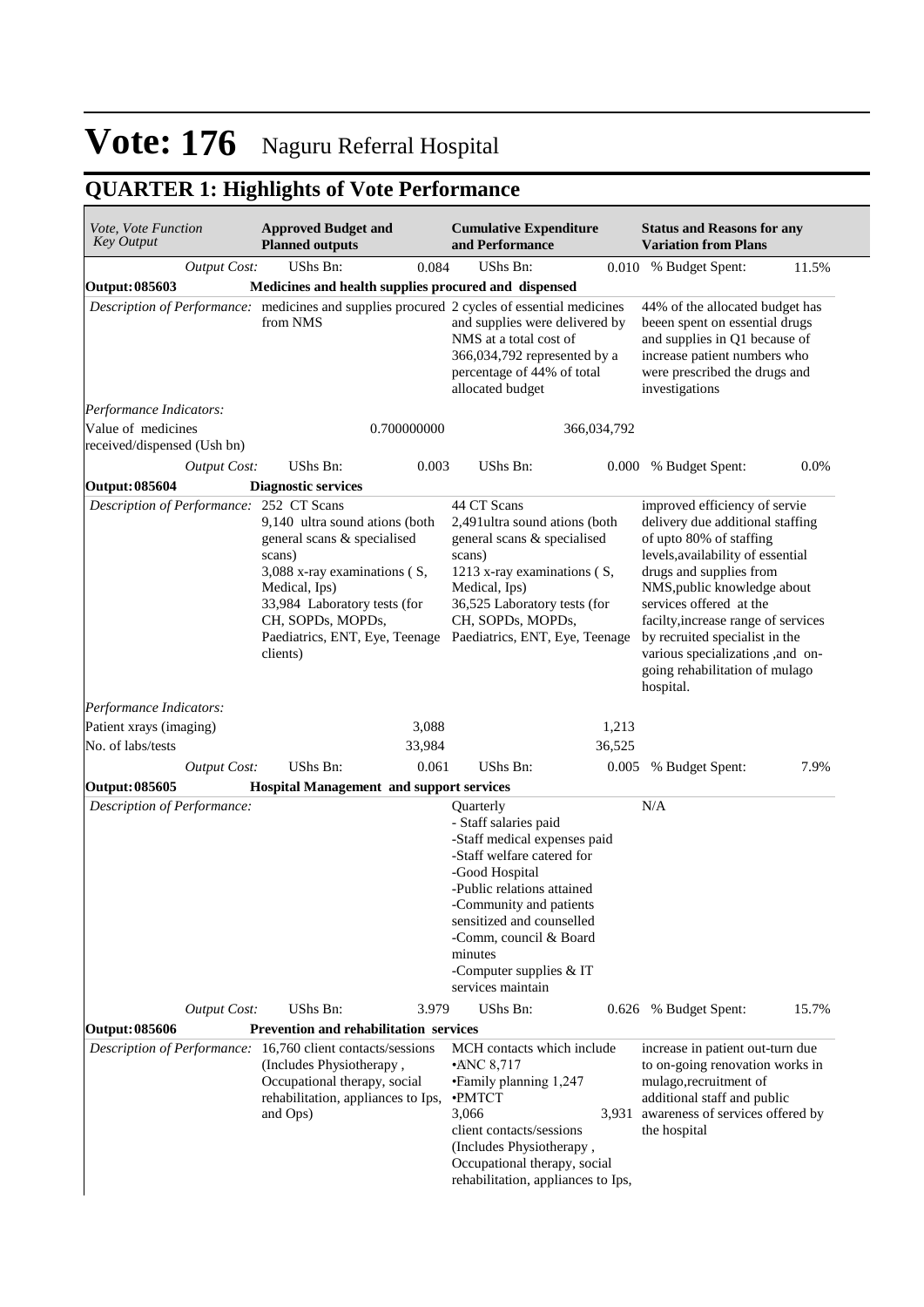# Vote: 176 Naguru Referral Hospital

## QUARTER 1: Highlights of Vote Performance

| *Vote, Vote Function Key Output* | **Approved Budget and Planned outputs** | | **Cumulative Expenditure and Performance** | | **Status and Reasons for any Variation from Plans** | |
|---|---|---|---|---|---|---|
| *Output Cost:* | UShs Bn: | 0.084 | UShs Bn: | 0.010 | % Budget Spent: | 11.5% |
| **Output: 085603** | **Medicines and health supplies procured and dispensed** | | | | | |
| *Description of Performance:* | medicines and supplies procured from NMS | | 2 cycles of essential medicines and supplies were delivered by NMS at a total cost of 366,034,792 represented by a percentage of 44% of total allocated budget | | 44% of the allocated budget has beeen spent on essential drugs and supplies in Q1 because of increase patient numbers who were prescribed the drugs and investigations | |
| *Performance Indicators:* | | | | | | |
| Value of medicines received/dispensed (Ush bn) | | 0.700000000 | | 366,034,792 | | |
| *Output Cost:* | UShs Bn: | 0.003 | UShs Bn: | 0.000 | % Budget Spent: | 0.0% |
| **Output: 085604** | **Diagnostic services** | | | | | |
| *Description of Performance:* | 252 CT Scans<br>9,140 ultra sound ations (both general scans & specialised scans)<br>3,088 x-ray examinations ( S, Medical, Ips)<br>33,984 Laboratory tests (for CH, SOPDs, MOPDs, Paediatrics, ENT, Eye, Teenage clients) | | 44 CT Scans<br>2,491ultra sound ations (both general scans & specialised scans)<br>1213 x-ray examinations ( S, Medical, Ips)<br>36,525 Laboratory tests (for CH, SOPDs, MOPDs, Paediatrics, ENT, Eye, Teenage | | improved efficiency of servie delivery due additional staffing of upto 80% of staffing levels,availability of essential drugs and supplies from NMS,public knowledge about services offered at the facilty,increase range of services by recruited specialist in the various specializations ,and on-going rehabilitation of mulago hospital. | |
| *Performance Indicators:* | | | | | | |
| Patient xrays (imaging) | | 3,088 | | 1,213 | | |
| No. of labs/tests | | 33,984 | | 36,525 | | |
| *Output Cost:* | UShs Bn: | 0.061 | UShs Bn: | 0.005 | % Budget Spent: | 7.9% |
| **Output: 085605** | **Hospital Management and support services** | | | | | |
| *Description of Performance:* | | | Quarterly<br>- Staff salaries paid<br>-Staff medical expenses paid<br>-Staff welfare catered for<br>-Good Hospital<br>-Public relations attained<br>-Community and patients sensitized and counselled<br>-Comm, council & Board minutes<br>-Computer supplies & IT services maintain | | N/A | |
| *Output Cost:* | UShs Bn: | 3.979 | UShs Bn: | 0.626 | % Budget Spent: | 15.7% |
| **Output: 085606** | **Prevention and rehabilitation services** | | | | | |
| *Description of Performance:* | 16,760 client contacts/sessions (Includes Physiotherapy , Occupational therapy, social rehabilitation, appliances to Ips, and Ops) | | MCH contacts which include<br>•ANC 8,717<br>•Family planning 1,247<br>•PMTCT<br>3,066<br>client contacts/sessions (Includes Physiotherapy , Occupational therapy, social rehabilitation, appliances to Ips, | 3,931 | increase in patient out-turn due to on-going renovation works in mulago,recruitment of additional staff and public awareness of services offered by the hospital | |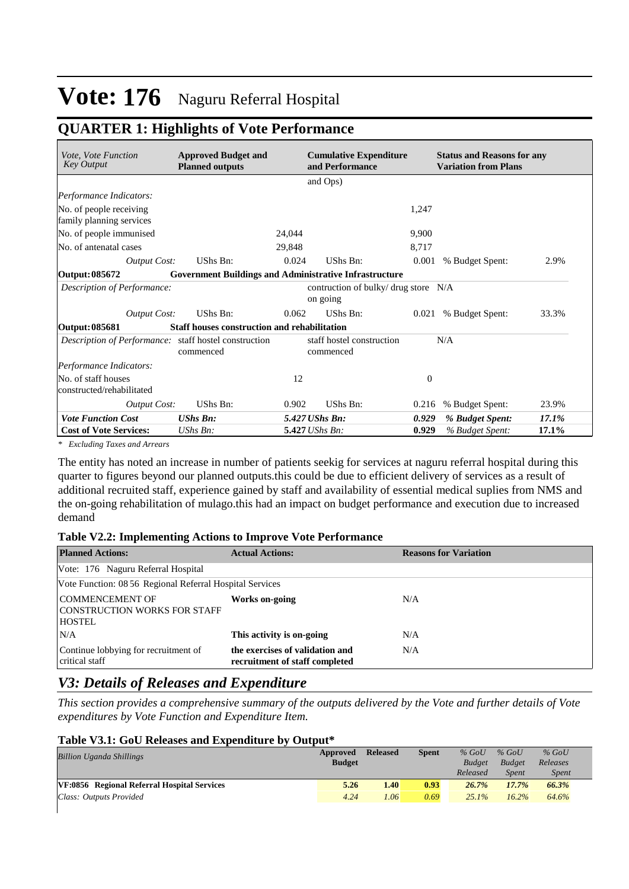# Vote: 176 Naguru Referral Hospital

## QUARTER 1: Highlights of Vote Performance

| *Vote, Vote Function Key Output* | **Approved Budget and Planned outputs** | | **Cumulative Expenditure and Performance** | | **Status and Reasons for any Variation from Plans** | |
|---|---|---|---|---|---|---|
| | | | and Ops) | | | |
| *Performance Indicators:* | | | | | | |
| No. of people receiving family planning services | | | | 1,247 | | |
| No. of people immunised | | 24,044 | | 9,900 | | |
| No. of antenatal cases | | 29,848 | | 8,717 | | |
| *Output Cost:* | UShs Bn: | 0.024 | UShs Bn: | 0.001 | % Budget Spent: | 2.9% |
| **Output: 085672** | **Government Buildings and Administrative Infrastructure** | | | | | |
| *Description of Performance:* | | | contruction of bulky/ drug store on going | | N/A | |
| *Output Cost:* | UShs Bn: | 0.062 | UShs Bn: | 0.021 | % Budget Spent: | 33.3% |
| **Output: 085681** | **Staff houses construction and rehabilitation** | | | | | |
| *Description of Performance:* | staff hostel construction commenced | | staff hostel construction commenced | | N/A | |
| *Performance Indicators:* | | | | | | |
| No. of staff houses constructed/rehabilitated | | 12 | | 0 | | |
| *Output Cost:* | UShs Bn: | 0.902 | UShs Bn: | 0.216 | % Budget Spent: | 23.9% |
| ***Vote Function Cost*** | ***UShs Bn:*** | ***5.427*** | ***UShs Bn:*** | ***0.929*** | ***% Budget Spent:*** | ***17.1%*** |
| **Cost of Vote Services:** | *UShs Bn:* | **5.427** | *UShs Bn:* | **0.929** | *% Budget Spent:* | **17.1%** |

*\* Excluding Taxes and Arrears*

The entity has noted an increase in number of patients seekig for services at naguru referral hospital during this quarter to figures beyond our planned outputs.this could be due to efficient delivery of services as a result of additional recruited staff, experience gained by staff and availability of essential medical suplies from NMS and the on-going rehabilitation of mulago.this had an impact on budget performance and execution due to increased demand

**Table V2.2: Implementing Actions to Improve Vote Performance**

| **Planned Actions:** | **Actual Actions:** | **Reasons for Variation** |
|---|---|---|
| Vote: 176 Naguru Referral Hospital | | |
| Vote Function: 08 56 Regional Referral Hospital Services | | |
| COMMENCEMENT OF CONSTRUCTION WORKS FOR STAFF HOSTEL | **Works on-going** | N/A |
| N/A | **This activity is on-going** | N/A |
| Continue lobbying for recruitment of critical staff | **the exercises of validation and recruitment of staff completed** | N/A |

## *V3: Details of Releases and Expenditure*

*This section provides a comprehensive summary of the outputs delivered by the Vote and further details of Vote expenditures by Vote Function and Expenditure Item.*

**Table V3.1: GoU Releases and Expenditure by Output\***

| *Billion Uganda Shillings* | **Approved Budget** | **Released** | **Spent** | *% GoU Budget Released* | *% GoU Budget Spent* | *% GoU Releases Spent* |
|---|---|---|---|---|---|---|
| **VF:0856 Regional Referral Hospital Services** | **5.26** | **1.40** | **0.93** | ***26.7%*** | ***17.7%*** | ***66.3%*** |
| *Class: Outputs Provided* | *4.24* | *1.06* | *0.69* | *25.1%* | *16.2%* | *64.6%* |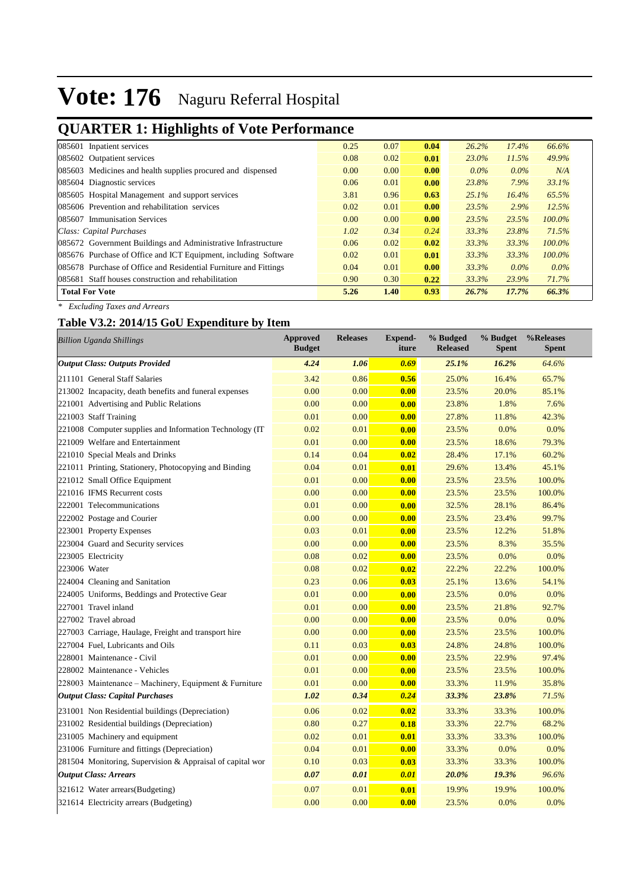# Vote: 176 Naguru Referral Hospital

## QUARTER 1: Highlights of Vote Performance

| | | | | | | |
|---|---|---|---|---|---|---|
| 085601 Inpatient services | 0.25 | 0.07 | **0.04** | *26.2%* | *17.4%* | *66.6%* |
| 085602 Outpatient services | 0.08 | 0.02 | **0.01** | *23.0%* | *11.5%* | *49.9%* |
| 085603 Medicines and health supplies procured and dispensed | 0.00 | 0.00 | **0.00** | *0.0%* | *0.0%* | *N/A* |
| 085604 Diagnostic services | 0.06 | 0.01 | **0.00** | *23.8%* | *7.9%* | *33.1%* |
| 085605 Hospital Management and support services | 3.81 | 0.96 | **0.63** | *25.1%* | *16.4%* | *65.5%* |
| 085606 Prevention and rehabilitation services | 0.02 | 0.01 | **0.00** | *23.5%* | *2.9%* | *12.5%* |
| 085607 Immunisation Services | 0.00 | 0.00 | **0.00** | *23.5%* | *23.5%* | *100.0%* |
| *Class: Capital Purchases* | *1.02* | *0.34* | *0.24* | *33.3%* | *23.8%* | *71.5%* |
| 085672 Government Buildings and Administrative Infrastructure | 0.06 | 0.02 | **0.02** | *33.3%* | *33.3%* | *100.0%* |
| 085676 Purchase of Office and ICT Equipment, including Software | 0.02 | 0.01 | **0.01** | *33.3%* | *33.3%* | *100.0%* |
| 085678 Purchase of Office and Residential Furniture and Fittings | 0.04 | 0.01 | **0.00** | *33.3%* | *0.0%* | *0.0%* |
| 085681 Staff houses construction and rehabilitation | 0.90 | 0.30 | **0.22** | *33.3%* | *23.9%* | *71.7%* |
| **Total For Vote** | **5.26** | **1.40** | **0.93** | ***26.7%*** | ***17.7%*** | ***66.3%*** |

*\* Excluding Taxes and Arrears*

### Table V3.2: 2014/15 GoU Expenditure by Item

| *Billion Uganda Shillings* | Approved Budget | Releases | Expend-iture | % Budged Released | % Budget Spent | %Releases Spent |
|---|---|---|---|---|---|---|
| ***Output Class: Outputs Provided*** | ***4.24*** | ***1.06*** | ***0.69*** | ***25.1%*** | ***16.2%*** | *64.6%* |
| 211101 General Staff Salaries | 3.42 | 0.86 | **0.56** | 25.0% | 16.4% | 65.7% |
| 213002 Incapacity, death benefits and funeral expenses | 0.00 | 0.00 | **0.00** | 23.5% | 20.0% | 85.1% |
| 221001 Advertising and Public Relations | 0.00 | 0.00 | **0.00** | 23.8% | 1.8% | 7.6% |
| 221003 Staff Training | 0.01 | 0.00 | **0.00** | 27.8% | 11.8% | 42.3% |
| 221008 Computer supplies and Information Technology (IT | 0.02 | 0.01 | **0.00** | 23.5% | 0.0% | 0.0% |
| 221009 Welfare and Entertainment | 0.01 | 0.00 | **0.00** | 23.5% | 18.6% | 79.3% |
| 221010 Special Meals and Drinks | 0.14 | 0.04 | **0.02** | 28.4% | 17.1% | 60.2% |
| 221011 Printing, Stationery, Photocopying and Binding | 0.04 | 0.01 | **0.01** | 29.6% | 13.4% | 45.1% |
| 221012 Small Office Equipment | 0.01 | 0.00 | **0.00** | 23.5% | 23.5% | 100.0% |
| 221016 IFMS Recurrent costs | 0.00 | 0.00 | **0.00** | 23.5% | 23.5% | 100.0% |
| 222001 Telecommunications | 0.01 | 0.00 | **0.00** | 32.5% | 28.1% | 86.4% |
| 222002 Postage and Courier | 0.00 | 0.00 | **0.00** | 23.5% | 23.4% | 99.7% |
| 223001 Property Expenses | 0.03 | 0.01 | **0.00** | 23.5% | 12.2% | 51.8% |
| 223004 Guard and Security services | 0.00 | 0.00 | **0.00** | 23.5% | 8.3% | 35.5% |
| 223005 Electricity | 0.08 | 0.02 | **0.00** | 23.5% | 0.0% | 0.0% |
| 223006 Water | 0.08 | 0.02 | **0.02** | 22.2% | 22.2% | 100.0% |
| 224004 Cleaning and Sanitation | 0.23 | 0.06 | **0.03** | 25.1% | 13.6% | 54.1% |
| 224005 Uniforms, Beddings and Protective Gear | 0.01 | 0.00 | **0.00** | 23.5% | 0.0% | 0.0% |
| 227001 Travel inland | 0.01 | 0.00 | **0.00** | 23.5% | 21.8% | 92.7% |
| 227002 Travel abroad | 0.00 | 0.00 | **0.00** | 23.5% | 0.0% | 0.0% |
| 227003 Carriage, Haulage, Freight and transport hire | 0.00 | 0.00 | **0.00** | 23.5% | 23.5% | 100.0% |
| 227004 Fuel, Lubricants and Oils | 0.11 | 0.03 | **0.03** | 24.8% | 24.8% | 100.0% |
| 228001 Maintenance - Civil | 0.01 | 0.00 | **0.00** | 23.5% | 22.9% | 97.4% |
| 228002 Maintenance - Vehicles | 0.01 | 0.00 | **0.00** | 23.5% | 23.5% | 100.0% |
| 228003 Maintenance – Machinery, Equipment & Furniture | 0.01 | 0.00 | **0.00** | 33.3% | 11.9% | 35.8% |
| ***Output Class: Capital Purchases*** | ***1.02*** | ***0.34*** | ***0.24*** | ***33.3%*** | ***23.8%*** | *71.5%* |
| 231001 Non Residential buildings (Depreciation) | 0.06 | 0.02 | **0.02** | 33.3% | 33.3% | 100.0% |
| 231002 Residential buildings (Depreciation) | 0.80 | 0.27 | **0.18** | 33.3% | 22.7% | 68.2% |
| 231005 Machinery and equipment | 0.02 | 0.01 | **0.01** | 33.3% | 33.3% | 100.0% |
| 231006 Furniture and fittings (Depreciation) | 0.04 | 0.01 | **0.00** | 33.3% | 0.0% | 0.0% |
| 281504 Monitoring, Supervision & Appraisal of capital wor | 0.10 | 0.03 | **0.03** | 33.3% | 33.3% | 100.0% |
| ***Output Class: Arrears*** | ***0.07*** | ***0.01*** | ***0.01*** | ***20.0%*** | ***19.3%*** | *96.6%* |
| 321612 Water arrears(Budgeting) | 0.07 | 0.01 | **0.01** | 19.9% | 19.9% | 100.0% |
| 321614 Electricity arrears (Budgeting) | 0.00 | 0.00 | **0.00** | 23.5% | 0.0% | 0.0% |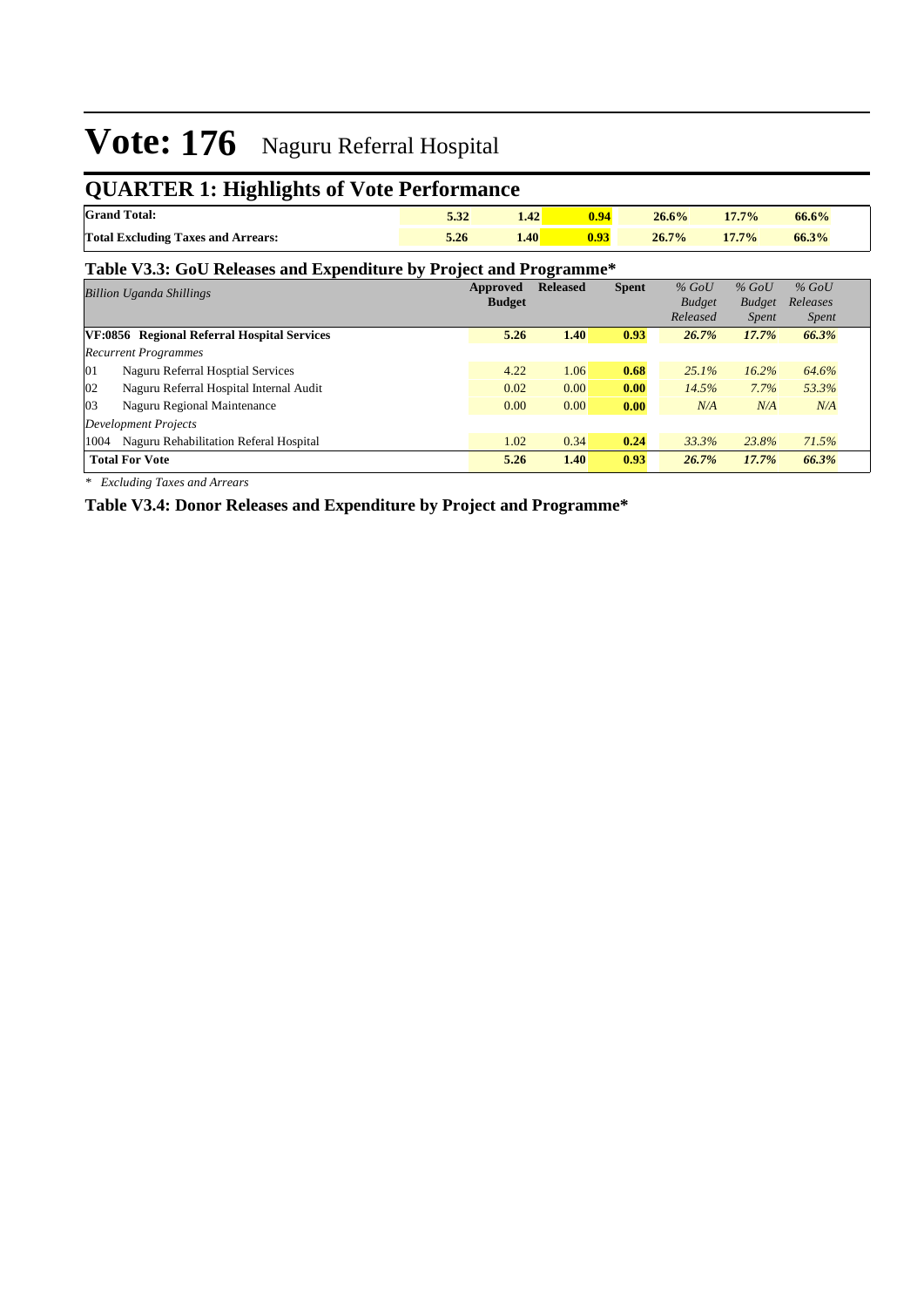# Vote: 176 Naguru Referral Hospital

## QUARTER 1: Highlights of Vote Performance

| | | | | | | |
|---|---|---|---|---|---|---|
| **Grand Total:** | **5.32** | **1.42** | **0.94** | **26.6%** | **17.7%** | **66.6%** |
| **Total Excluding Taxes and Arrears:** | **5.26** | **1.40** | **0.93** | **26.7%** | **17.7%** | **66.3%** |

### Table V3.3: GoU Releases and Expenditure by Project and Programme*

| *Billion Uganda Shillings* | **Approved Budget** | **Released** | **Spent** | *% GoU Budget Released* | *% GoU Budget Spent* | *% GoU Releases Spent* |
|---|---|---|---|---|---|---|
| **VF:0856 Regional Referral Hospital Services** | **5.26** | **1.40** | **0.93** | ***26.7%*** | ***17.7%*** | ***66.3%*** |
| *Recurrent Programmes* | | | | | | |
| 01 Naguru Referral Hosptial Services | 4.22 | 1.06 | **0.68** | *25.1%* | *16.2%* | *64.6%* |
| 02 Naguru Referral Hospital Internal Audit | 0.02 | 0.00 | **0.00** | *14.5%* | *7.7%* | *53.3%* |
| 03 Naguru Regional Maintenance | 0.00 | 0.00 | **0.00** | *N/A* | *N/A* | *N/A* |
| *Development Projects* | | | | | | |
| 1004 Naguru Rehabilitation Referal Hospital | 1.02 | 0.34 | **0.24** | *33.3%* | *23.8%* | *71.5%* |
| **Total For Vote** | **5.26** | **1.40** | **0.93** | ***26.7%*** | ***17.7%*** | ***66.3%*** |

*\* Excluding Taxes and Arrears*

### Table V3.4: Donor Releases and Expenditure by Project and Programme*